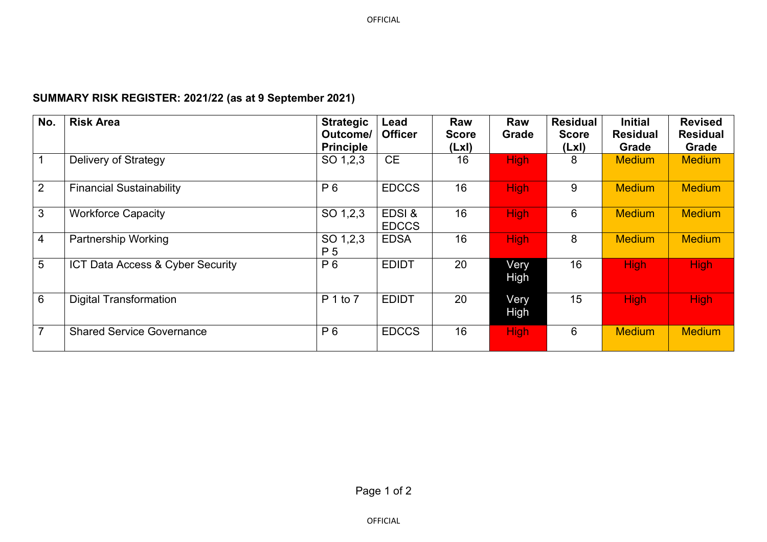**SUMMARY RISK REGISTER: 2021/22 (as at 9 September 2021)**

| No. | Risk Area | Strategic Outcome/ Principle | Lead Officer | Raw Score (LxI) | Raw Grade | Residual Score (LxI) | Initial Residual Grade | Revised Residual Grade |
|---|---|---|---|---|---|---|---|---|
| 1 | Delivery of Strategy | SO 1,2,3 | CE | 16 | High | 8 | Medium | Medium |
| 2 | Financial Sustainability | P 6 | EDCCS | 16 | High | 9 | Medium | Medium |
| 3 | Workforce Capacity | SO 1,2,3 | EDSI & EDCCS | 16 | High | 6 | Medium | Medium |
| 4 | Partnership Working | SO 1,2,3 P 5 | EDSA | 16 | High | 8 | Medium | Medium |
| 5 | ICT Data Access & Cyber Security | P 6 | EDIDT | 20 | Very High | 16 | High | High |
| 6 | Digital Transformation | P 1 to 7 | EDIDT | 20 | Very High | 15 | High | High |
| 7 | Shared Service Governance | P 6 | EDCCS | 16 | High | 6 | Medium | Medium |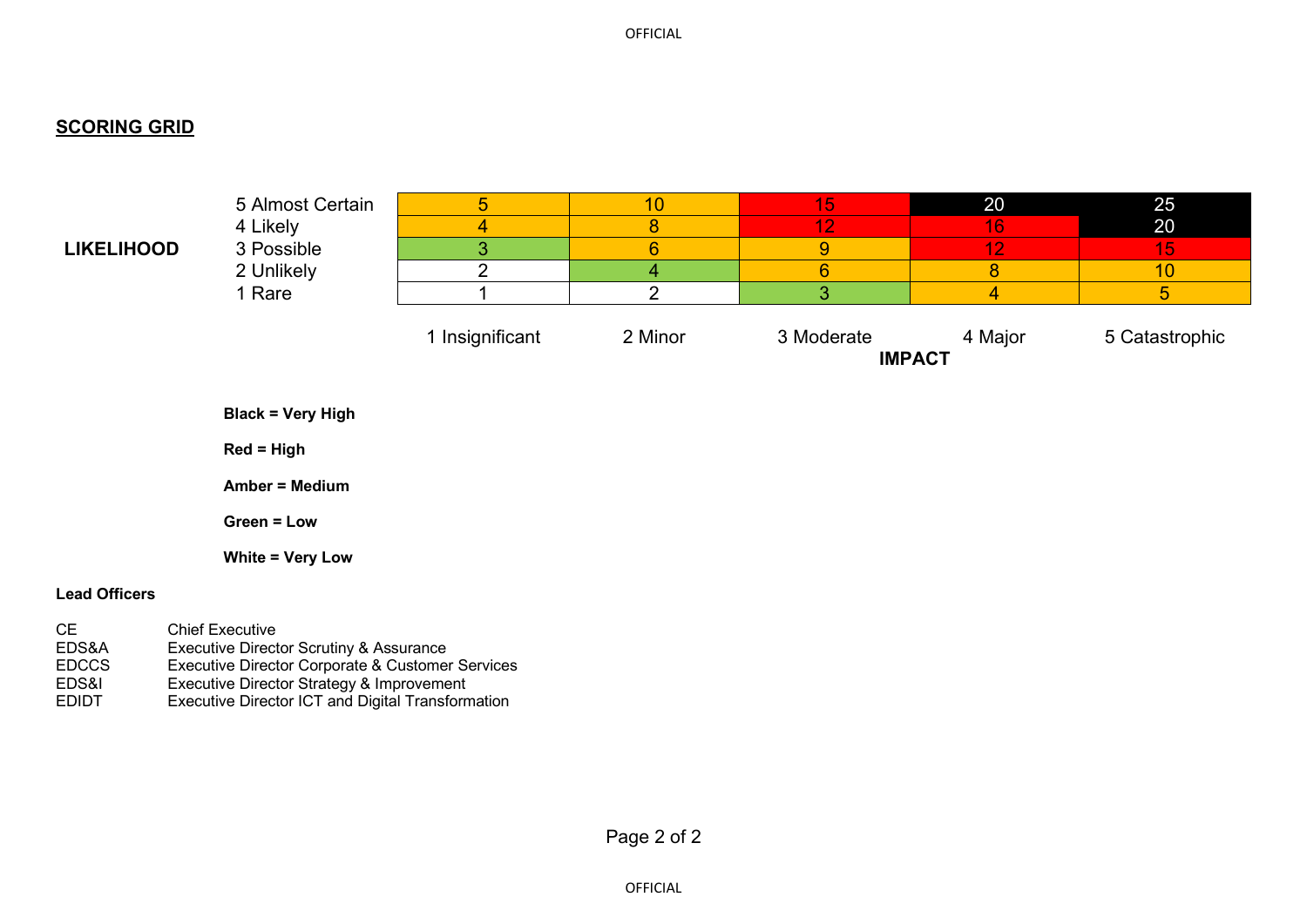## SCORING GRID

| LIKELIHOOD | | 1 Insignificant | 2 Minor | 3 Moderate | 4 Major | 5 Catastrophic |
|---|---|---|---|---|---|---|
| | 5 Almost Certain | 5 | 10 | 15 | 20 | 25 |
| | 4 Likely | 4 | 8 | 12 | 16 | 20 |
| | 3 Possible | 3 | 6 | 9 | 12 | 15 |
| | 2 Unlikely | 2 | 4 | 6 | 8 | 10 |
| | 1 Rare | 1 | 2 | 3 | 4 | 5 |

**IMPACT**

**Black = Very High**

**Red = High**

**Amber = Medium**

**Green = Low**

**White = Very Low**

**Lead Officers**

| | |
|---|---|
| CE | Chief Executive |
| EDS&A | Executive Director Scrutiny & Assurance |
| EDCCS | Executive Director Corporate & Customer Services |
| EDS&I | Executive Director Strategy & Improvement |
| EDIDT | Executive Director ICT and Digital Transformation |